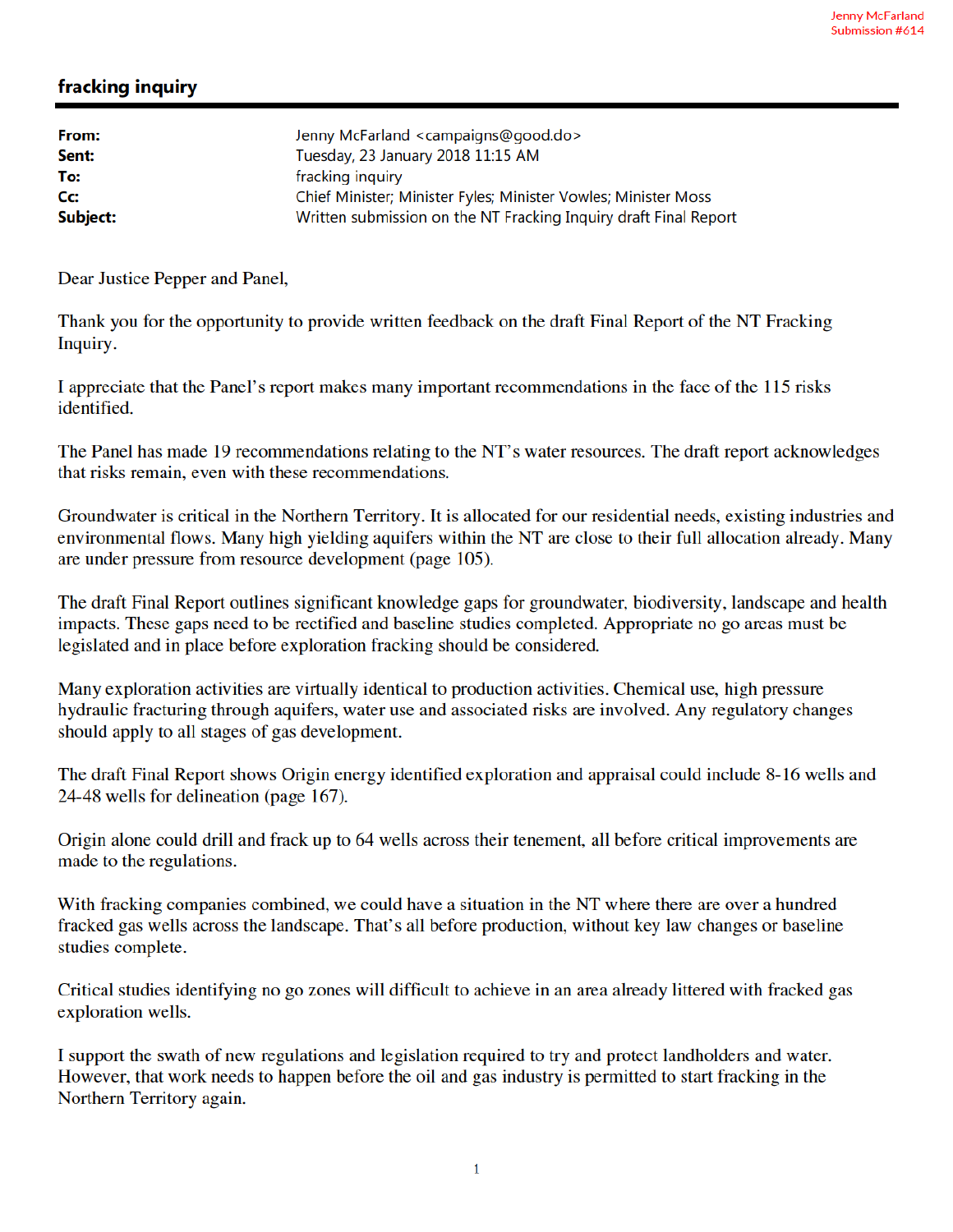Jenny McFarland
Submission #614

## fracking inquiry

| | |
|---|---|
| **From:** | Jenny McFarland <campaigns@good.do> |
| **Sent:** | Tuesday, 23 January 2018 11:15 AM |
| **To:** | fracking inquiry |
| **Cc:** | Chief Minister; Minister Fyles; Minister Vowles; Minister Moss |
| **Subject:** | Written submission on the NT Fracking Inquiry draft Final Report |

Dear Justice Pepper and Panel,

Thank you for the opportunity to provide written feedback on the draft Final Report of the NT Fracking Inquiry.

I appreciate that the Panel's report makes many important recommendations in the face of the 115 risks identified.

The Panel has made 19 recommendations relating to the NT's water resources. The draft report acknowledges that risks remain, even with these recommendations.

Groundwater is critical in the Northern Territory. It is allocated for our residential needs, existing industries and environmental flows. Many high yielding aquifers within the NT are close to their full allocation already. Many are under pressure from resource development (page 105).

The draft Final Report outlines significant knowledge gaps for groundwater, biodiversity, landscape and health impacts. These gaps need to be rectified and baseline studies completed. Appropriate no go areas must be legislated and in place before exploration fracking should be considered.

Many exploration activities are virtually identical to production activities. Chemical use, high pressure hydraulic fracturing through aquifers, water use and associated risks are involved. Any regulatory changes should apply to all stages of gas development.

The draft Final Report shows Origin energy identified exploration and appraisal could include 8-16 wells and 24-48 wells for delineation (page 167).

Origin alone could drill and frack up to 64 wells across their tenement, all before critical improvements are made to the regulations.

With fracking companies combined, we could have a situation in the NT where there are over a hundred fracked gas wells across the landscape. That's all before production, without key law changes or baseline studies complete.

Critical studies identifying no go zones will difficult to achieve in an area already littered with fracked gas exploration wells.

I support the swath of new regulations and legislation required to try and protect landholders and water. However, that work needs to happen before the oil and gas industry is permitted to start fracking in the Northern Territory again.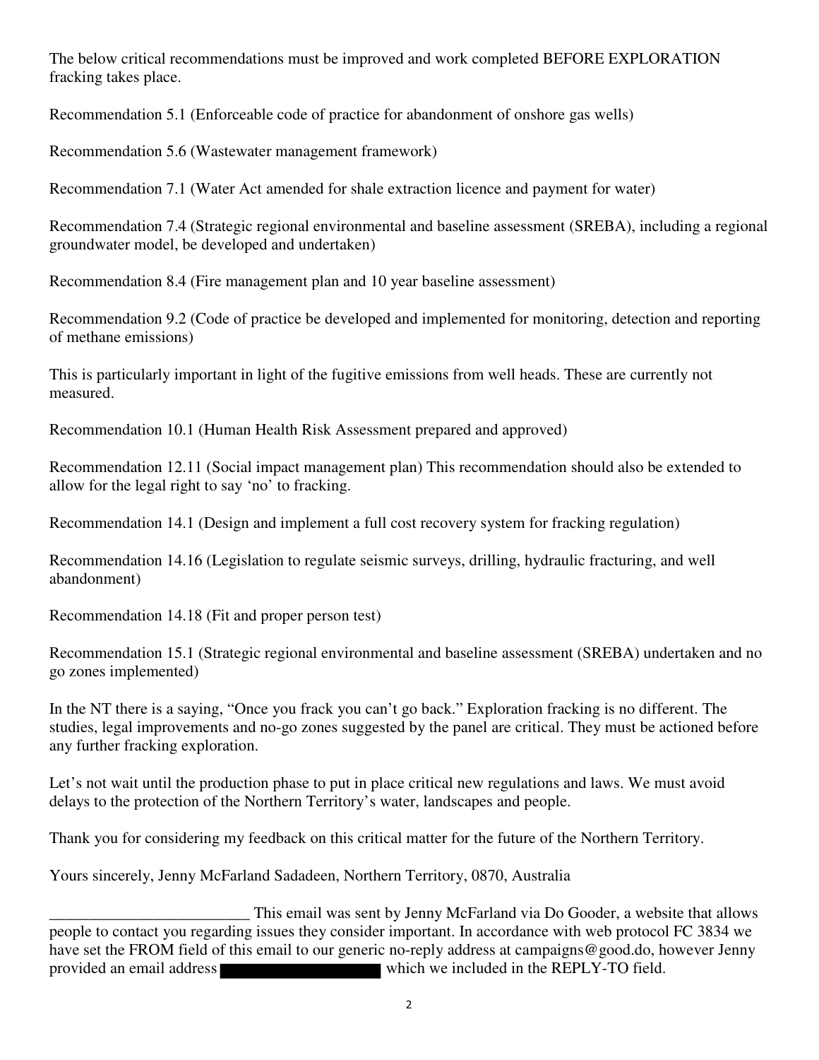The below critical recommendations must be improved and work completed BEFORE EXPLORATION fracking takes place.

Recommendation 5.1 (Enforceable code of practice for abandonment of onshore gas wells)

Recommendation 5.6 (Wastewater management framework)

Recommendation 7.1 (Water Act amended for shale extraction licence and payment for water)

Recommendation 7.4 (Strategic regional environmental and baseline assessment (SREBA), including a regional groundwater model, be developed and undertaken)

Recommendation 8.4 (Fire management plan and 10 year baseline assessment)

Recommendation 9.2 (Code of practice be developed and implemented for monitoring, detection and reporting of methane emissions)

This is particularly important in light of the fugitive emissions from well heads. These are currently not measured.

Recommendation 10.1 (Human Health Risk Assessment prepared and approved)

Recommendation 12.11 (Social impact management plan) This recommendation should also be extended to allow for the legal right to say 'no' to fracking.

Recommendation 14.1 (Design and implement a full cost recovery system for fracking regulation)

Recommendation 14.16 (Legislation to regulate seismic surveys, drilling, hydraulic fracturing, and well abandonment)

Recommendation 14.18 (Fit and proper person test)

Recommendation 15.1 (Strategic regional environmental and baseline assessment (SREBA) undertaken and no go zones implemented)

In the NT there is a saying, "Once you frack you can't go back." Exploration fracking is no different. The studies, legal improvements and no-go zones suggested by the panel are critical. They must be actioned before any further fracking exploration.

Let's not wait until the production phase to put in place critical new regulations and laws. We must avoid delays to the protection of the Northern Territory's water, landscapes and people.

Thank you for considering my feedback on this critical matter for the future of the Northern Territory.

Yours sincerely, Jenny McFarland Sadadeen, Northern Territory, 0870, Australia

_________________________ This email was sent by Jenny McFarland via Do Gooder, a website that allows people to contact you regarding issues they consider important. In accordance with web protocol FC 3834 we have set the FROM field of this email to our generic no-reply address at campaigns@good.do, however Jenny provided an email address ██████████ which we included in the REPLY-TO field.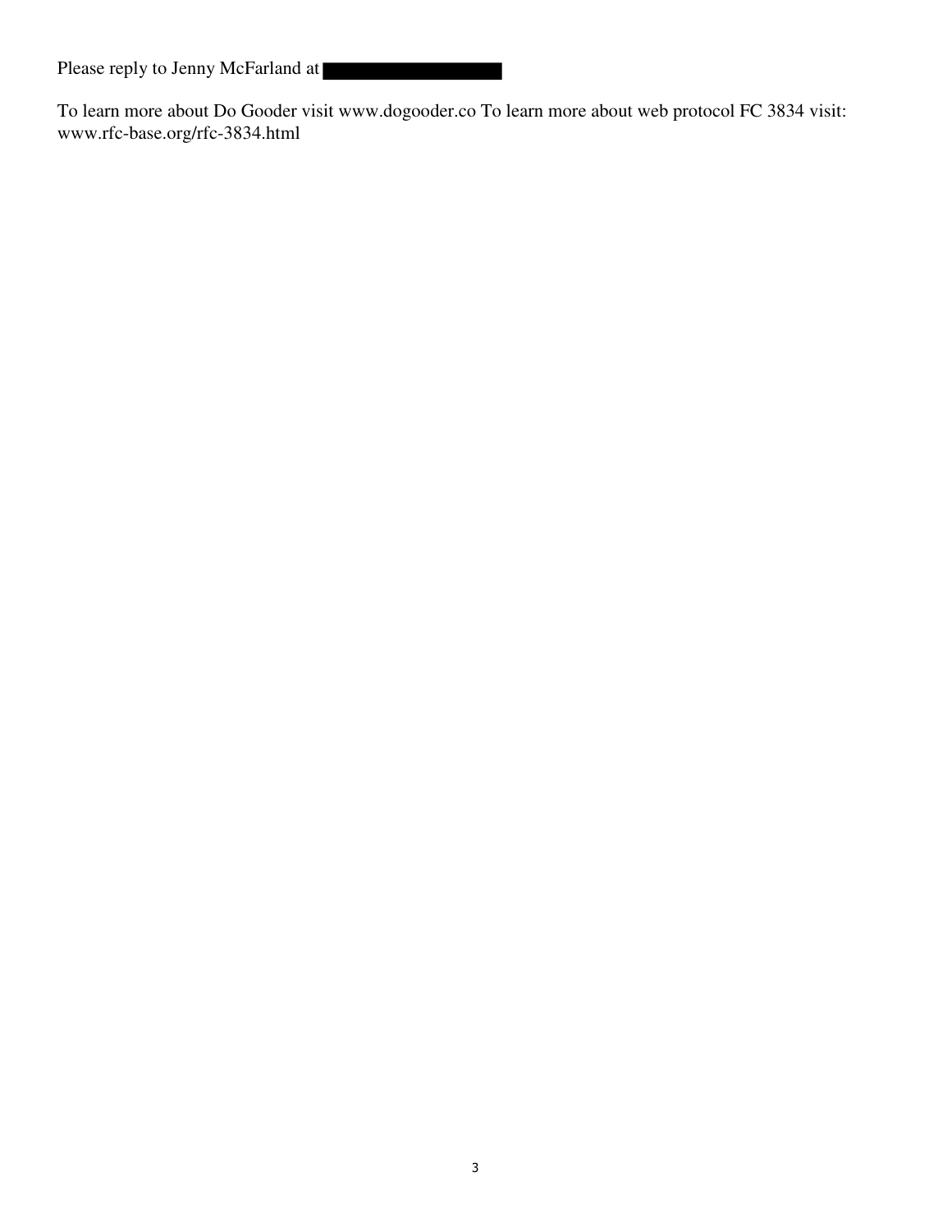Please reply to Jenny McFarland at [REDACTED]

To learn more about Do Gooder visit www.dogooder.co To learn more about web protocol FC 3834 visit: www.rfc-base.org/rfc-3834.html